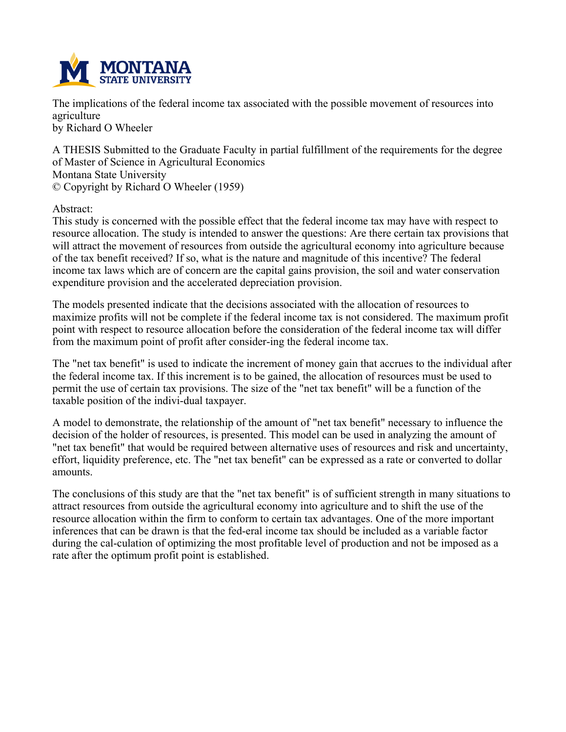The implications of the federal income tax associated with the possible movement of resources into agriculture
by Richard O Wheeler

A THESIS Submitted to the Graduate Faculty in partial fulfillment of the requirements for the degree of Master of Science in Agricultural Economics
Montana State University
© Copyright by Richard O Wheeler (1959)

Abstract:
This study is concerned with the possible effect that the federal income tax may have with respect to resource allocation. The study is intended to answer the questions: Are there certain tax provisions that will attract the movement of resources from outside the agricultural economy into agriculture because of the tax benefit received? If so, what is the nature and magnitude of this incentive? The federal income tax laws which are of concern are the capital gains provision, the soil and water conservation expenditure provision and the accelerated depreciation provision.

The models presented indicate that the decisions associated with the allocation of resources to maximize profits will not be complete if the federal income tax is not considered. The maximum profit point with respect to resource allocation before the consideration of the federal income tax will differ from the maximum point of profit after consider-ing the federal income tax.

The "net tax benefit" is used to indicate the increment of money gain that accrues to the individual after the federal income tax. If this increment is to be gained, the allocation of resources must be used to permit the use of certain tax provisions. The size of the "net tax benefit" will be a function of the taxable position of the indivi-dual taxpayer.

A model to demonstrate, the relationship of the amount of "net tax benefit" necessary to influence the decision of the holder of resources, is presented. This model can be used in analyzing the amount of "net tax benefit" that would be required between alternative uses of resources and risk and uncertainty, effort, liquidity preference, etc. The "net tax benefit" can be expressed as a rate or converted to dollar amounts.

The conclusions of this study are that the "net tax benefit" is of sufficient strength in many situations to attract resources from outside the agricultural economy into agriculture and to shift the use of the resource allocation within the firm to conform to certain tax advantages. One of the more important inferences that can be drawn is that the fed-eral income tax should be included as a variable factor during the cal-culation of optimizing the most profitable level of production and not be imposed as a rate after the optimum profit point is established.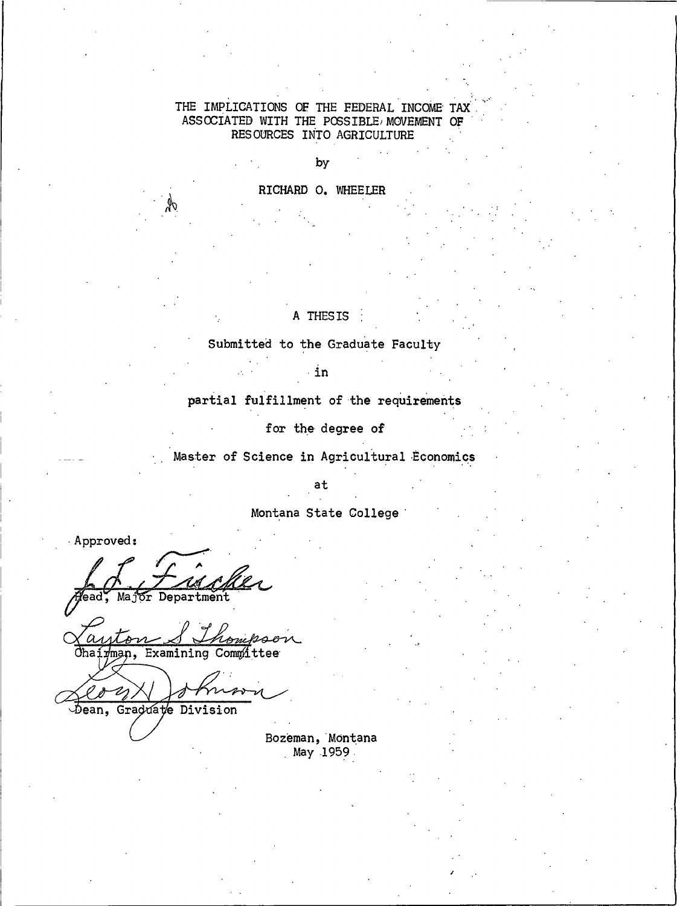# THE IMPLICATIONS OF THE FEDERAL INCOME TAX ASSOCIATED WITH THE POSSIBLE MOVEMENT OF RESOURCES INTO AGRICULTURE

by

RICHARD O. WHEELER

A THESIS

Submitted to the Graduate Faculty

in

partial fulfillment of the requirements

for the degree of

Master of Science in Agricultural Economics

at

Montana State College

Approved:

Head, Major Department

Chairman, Examining Committee

Dean, Graduate Division

Bozeman, Montana
May 1959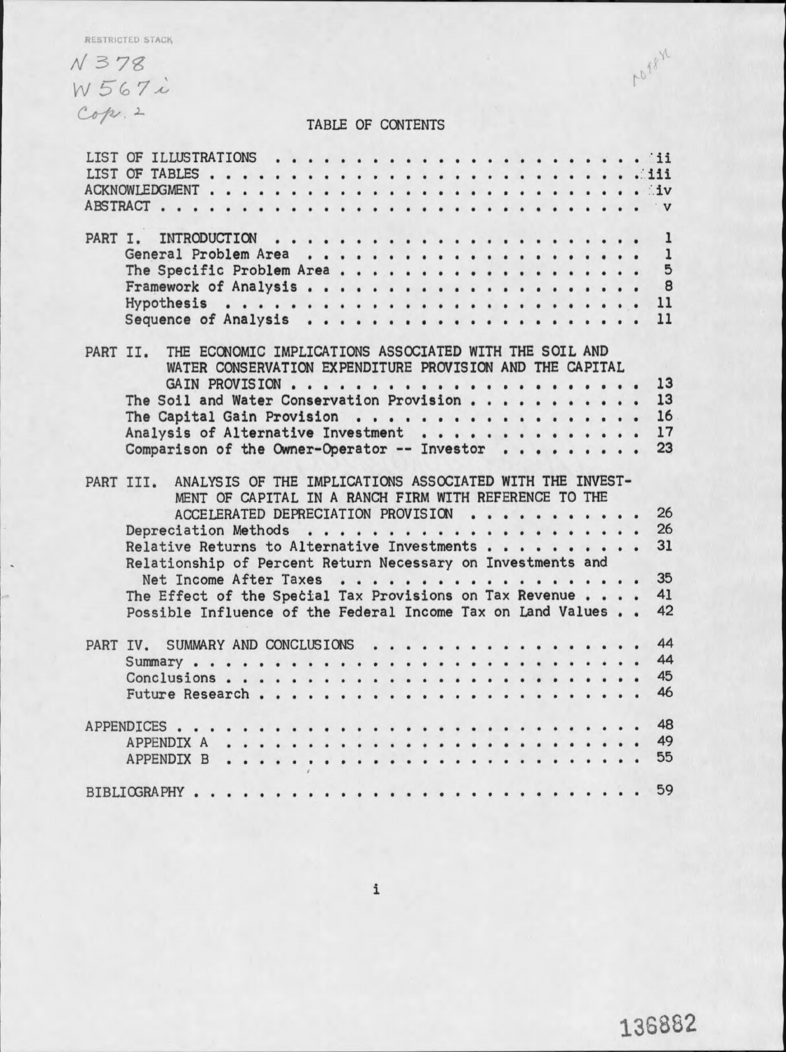RESTRICTED STACK

N378
W567i
Cop. 2

# TABLE OF CONTENTS

LIST OF ILLUSTRATIONS . . . . . . . . . . . . . . . . . . . . . . . . . . ii
LIST OF TABLES . . . . . . . . . . . . . . . . . . . . . . . . . . . . . iii
ACKNOWLEDGMENT . . . . . . . . . . . . . . . . . . . . . . . . . . . . . iv
ABSTRACT . . . . . . . . . . . . . . . . . . . . . . . . . . . . . . . . v

PART I. INTRODUCTION . . . . . . . . . . . . . . . . . . . . . . . . . 1
- General Problem Area . . . . . . . . . . . . . . . . . . . . . . . . 1
- The Specific Problem Area . . . . . . . . . . . . . . . . . . . . . . 5
- Framework of Analysis . . . . . . . . . . . . . . . . . . . . . . . . 8
- Hypothesis . . . . . . . . . . . . . . . . . . . . . . . . . . . . . 11
- Sequence of Analysis . . . . . . . . . . . . . . . . . . . . . . . . 11

PART II. THE ECONOMIC IMPLICATIONS ASSOCIATED WITH THE SOIL AND WATER CONSERVATION EXPENDITURE PROVISION AND THE CAPITAL GAIN PROVISION . . . . . . . . . . . . . . . . . . . . . . . 13
- The Soil and Water Conservation Provision . . . . . . . . . . . . . 13
- The Capital Gain Provision . . . . . . . . . . . . . . . . . . . . . 16
- Analysis of Alternative Investment . . . . . . . . . . . . . . . . . 17
- Comparison of the Owner-Operator -- Investor . . . . . . . . . . . . 23

PART III. ANALYSIS OF THE IMPLICATIONS ASSOCIATED WITH THE INVESTMENT OF CAPITAL IN A RANCH FIRM WITH REFERENCE TO THE ACCELERATED DEPRECIATION PROVISION . . . . . . . . . . . . 26
- Depreciation Methods . . . . . . . . . . . . . . . . . . . . . . . . 26
- Relative Returns to Alternative Investments . . . . . . . . . . . . 31
- Relationship of Percent Return Necessary on Investments and Net Income After Taxes . . . . . . . . . . . . . . . . . . . . . . 35
- The Effect of the Special Tax Provisions on Tax Revenue . . . . . . 41
- Possible Influence of the Federal Income Tax on Land Values . . . . 42

PART IV. SUMMARY AND CONCLUSIONS . . . . . . . . . . . . . . . . . . . 44
- Summary . . . . . . . . . . . . . . . . . . . . . . . . . . . . . . . 44
- Conclusions . . . . . . . . . . . . . . . . . . . . . . . . . . . . . 45
- Future Research . . . . . . . . . . . . . . . . . . . . . . . . . . . 46

APPENDICES . . . . . . . . . . . . . . . . . . . . . . . . . . . . . . . 48
- APPENDIX A . . . . . . . . . . . . . . . . . . . . . . . . . . . . . 49
- APPENDIX B . . . . . . . . . . . . . . . . . . . . . . . . . . . . . 55

BIBLIOGRAPHY . . . . . . . . . . . . . . . . . . . . . . . . . . . . . . 59

136882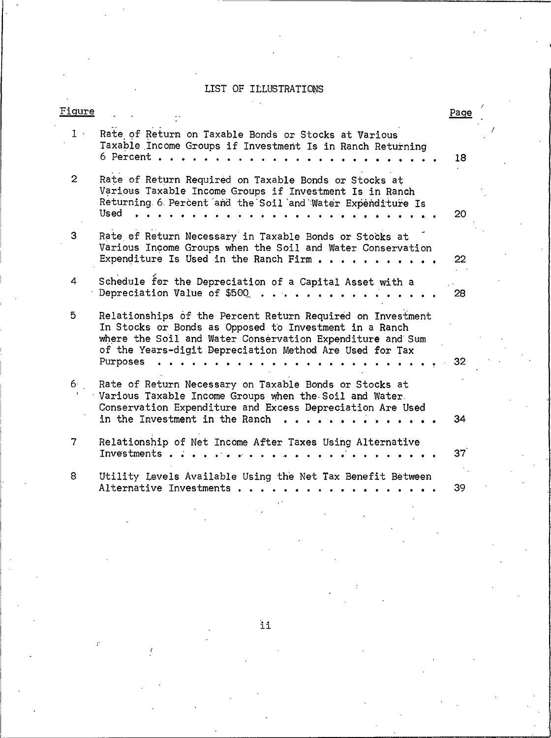# LIST OF ILLUSTRATIONS

| Figure | | Page |
|---|---|---|
| 1 | Rate of Return on Taxable Bonds or Stocks at Various Taxable Income Groups if Investment Is in Ranch Returning 6 Percent | 18 |
| 2 | Rate of Return Required on Taxable Bonds or Stocks at Various Taxable Income Groups if Investment Is in Ranch Returning 6 Percent and the Soil and Water Expenditure Is Used | 20 |
| 3 | Rate of Return Necessary in Taxable Bonds or Stocks at Various Income Groups when the Soil and Water Conservation Expenditure Is Used in the Ranch Firm | 22 |
| 4 | Schedule for the Depreciation of a Capital Asset with a Depreciation Value of $500 | 28 |
| 5 | Relationships of the Percent Return Required on Investment In Stocks or Bonds as Opposed to Investment in a Ranch where the Soil and Water Conservation Expenditure and Sum of the Years-digit Depreciation Method Are Used for Tax Purposes | 32 |
| 6 | Rate of Return Necessary on Taxable Bonds or Stocks at Various Taxable Income Groups when the Soil and Water Conservation Expenditure and Excess Depreciation Are Used in the Investment in the Ranch | 34 |
| 7 | Relationship of Net Income After Taxes Using Alternative Investments | 37 |
| 8 | Utility Levels Available Using the Net Tax Benefit Between Alternative Investments | 39 |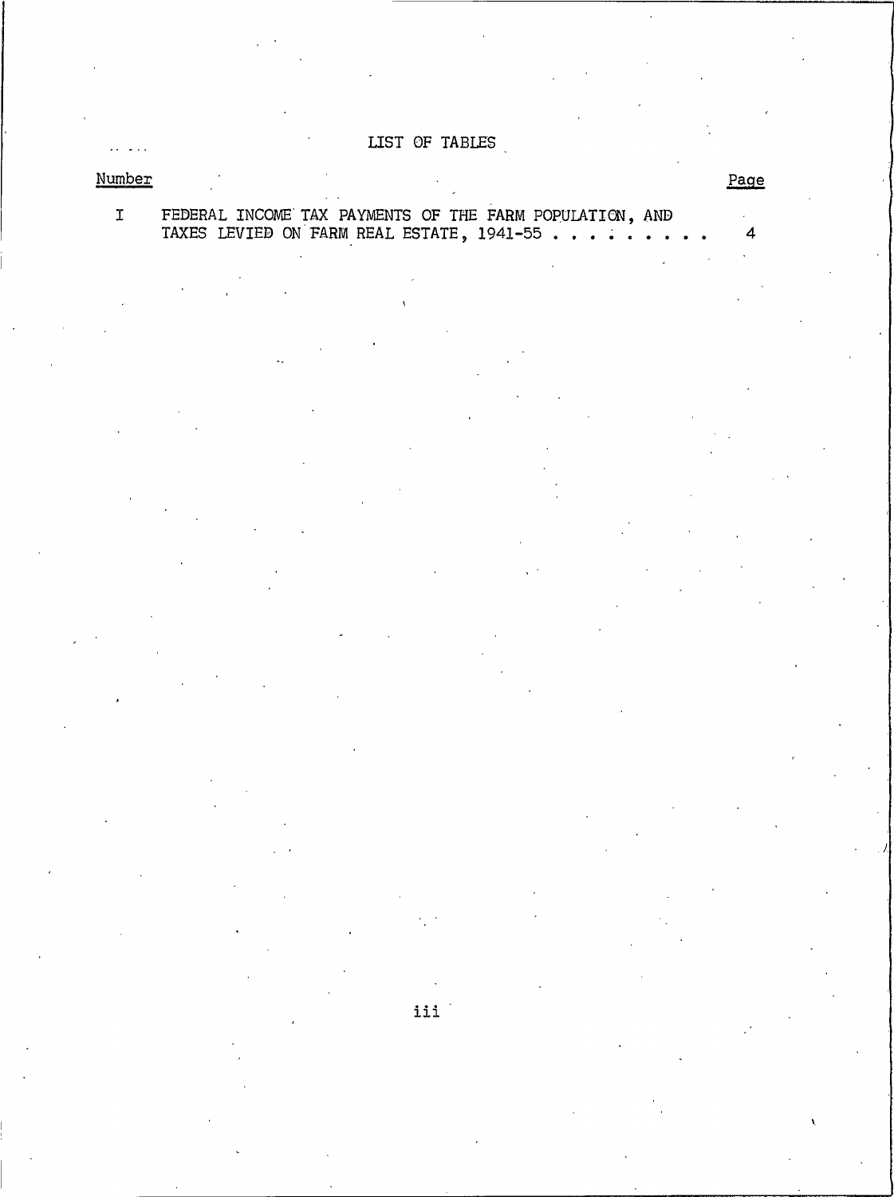# LIST OF TABLES

| Number | | Page |
|---|---|---|
| I | FEDERAL INCOME TAX PAYMENTS OF THE FARM POPULATION, AND TAXES LEVIED ON FARM REAL ESTATE, 1941-55 . . . . . . . . . | 4 |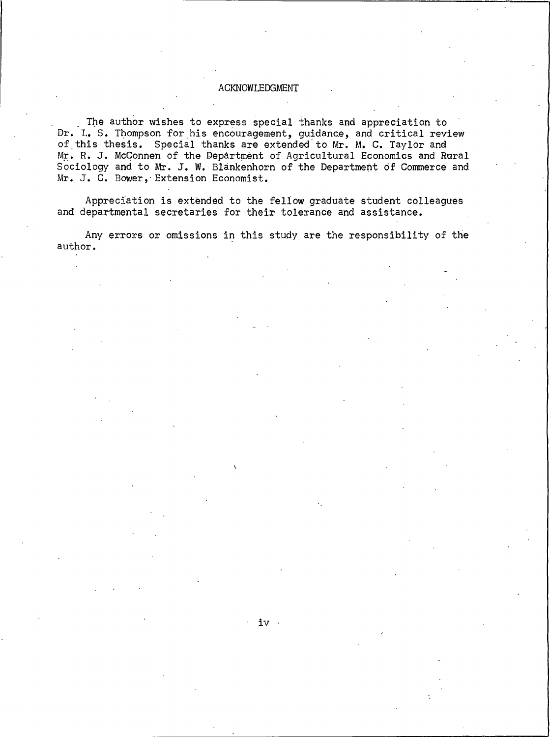## ACKNOWLEDGMENT

The author wishes to express special thanks and appreciation to Dr. L. S. Thompson for his encouragement, guidance, and critical review of this thesis. Special thanks are extended to Mr. M. C. Taylor and Mr. R. J. McConnen of the Department of Agricultural Economics and Rural Sociology and to Mr. J. W. Blankenhorn of the Department of Commerce and Mr. J. C. Bower, Extension Economist.

Appreciation is extended to the fellow graduate student colleagues and departmental secretaries for their tolerance and assistance.

Any errors or omissions in this study are the responsibility of the author.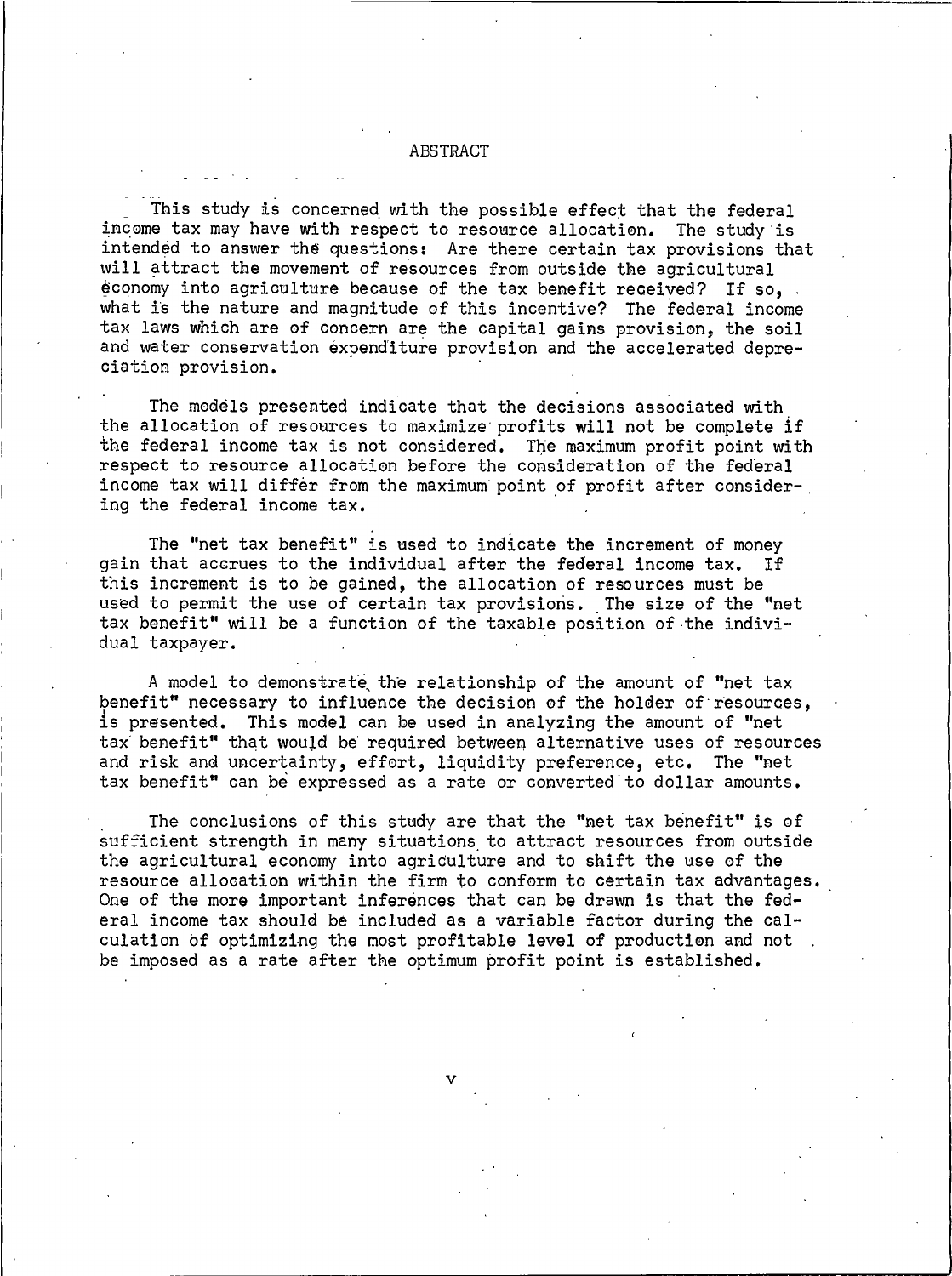# ABSTRACT

This study is concerned with the possible effect that the federal income tax may have with respect to resource allocation. The study is intended to answer the questions: Are there certain tax provisions that will attract the movement of resources from outside the agricultural economy into agriculture because of the tax benefit received? If so, what is the nature and magnitude of this incentive? The federal income tax laws which are of concern are the capital gains provision, the soil and water conservation expenditure provision and the accelerated depreciation provision.

The models presented indicate that the decisions associated with the allocation of resources to maximize profits will not be complete if the federal income tax is not considered. The maximum profit point with respect to resource allocation before the consideration of the federal income tax will differ from the maximum point of profit after considering the federal income tax.

The "net tax benefit" is used to indicate the increment of money gain that accrues to the individual after the federal income tax. If this increment is to be gained, the allocation of resources must be used to permit the use of certain tax provisions. The size of the "net tax benefit" will be a function of the taxable position of the individual taxpayer.

A model to demonstrate the relationship of the amount of "net tax benefit" necessary to influence the decision of the holder of resources, is presented. This model can be used in analyzing the amount of "net tax benefit" that would be required between alternative uses of resources and risk and uncertainty, effort, liquidity preference, etc. The "net tax benefit" can be expressed as a rate or converted to dollar amounts.

The conclusions of this study are that the "net tax benefit" is of sufficient strength in many situations to attract resources from outside the agricultural economy into agriculture and to shift the use of the resource allocation within the firm to conform to certain tax advantages. One of the more important inferences that can be drawn is that the federal income tax should be included as a variable factor during the calculation of optimizing the most profitable level of production and not be imposed as a rate after the optimum profit point is established.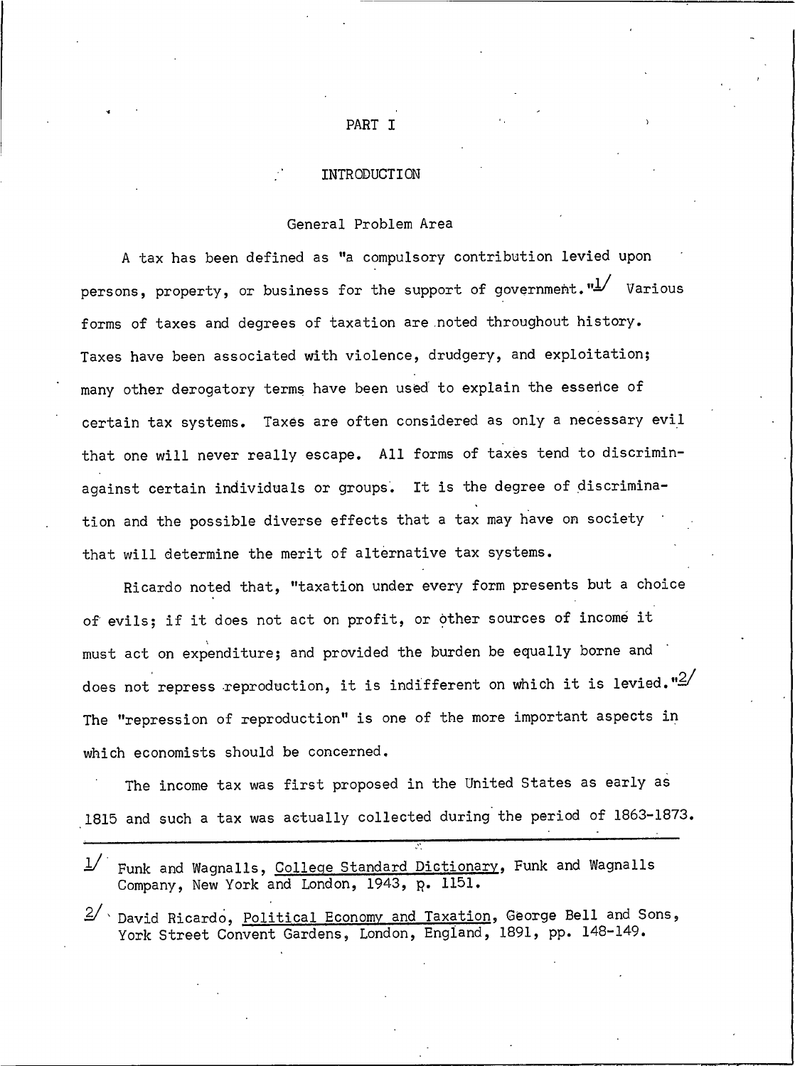# PART I

## INTRODUCTION

### General Problem Area

A tax has been defined as "a compulsory contribution levied upon persons, property, or business for the support of government."[1] Various forms of taxes and degrees of taxation are noted throughout history. Taxes have been associated with violence, drudgery, and exploitation; many other derogatory terms have been used to explain the essence of certain tax systems. Taxes are often considered as only a necessary evil that one will never really escape. All forms of taxes tend to discriminagainst certain individuals or groups. It is the degree of discrimination and the possible diverse effects that a tax may have on society that will determine the merit of alternative tax systems.

Ricardo noted that, "taxation under every form presents but a choice of evils; if it does not act on profit, or other sources of income it must act on expenditure; and provided the burden be equally borne and does not repress reproduction, it is indifferent on which it is levied."[2] The "repression of reproduction" is one of the more important aspects in which economists should be concerned.

The income tax was first proposed in the United States as early as 1815 and such a tax was actually collected during the period of 1863-1873.

---

[1] Funk and Wagnalls, College Standard Dictionary, Funk and Wagnalls Company, New York and London, 1943, p. 1151.

[2] David Ricardo, Political Economy and Taxation, George Bell and Sons, York Street Convent Gardens, London, England, 1891, pp. 148-149.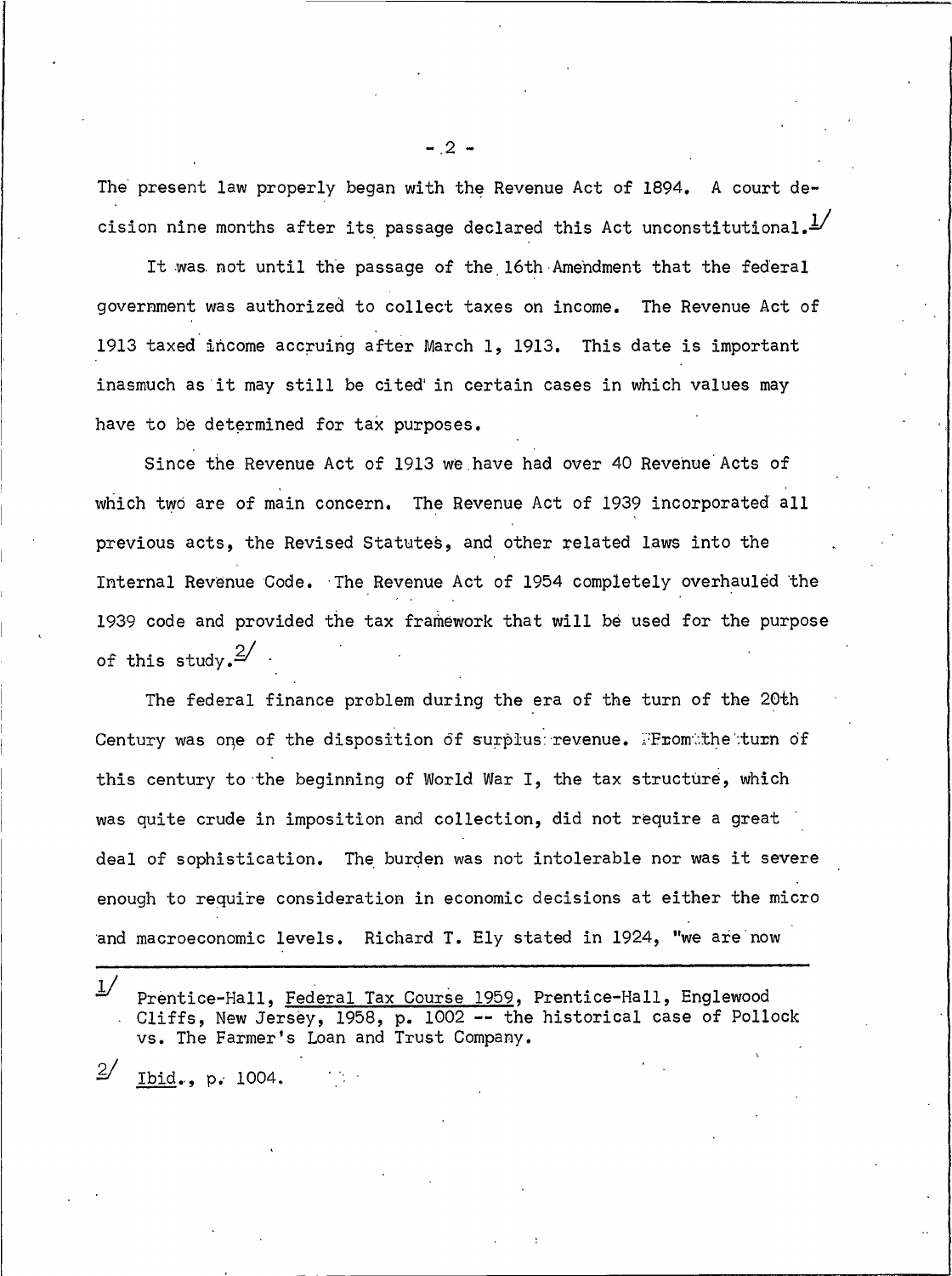The present law properly began with the Revenue Act of 1894. A court decision nine months after its passage declared this Act unconstitutional.[1]

It was not until the passage of the 16th Amendment that the federal government was authorized to collect taxes on income. The Revenue Act of 1913 taxed income accruing after March 1, 1913. This date is important inasmuch as it may still be cited in certain cases in which values may have to be determined for tax purposes.

Since the Revenue Act of 1913 we have had over 40 Revenue Acts of which two are of main concern. The Revenue Act of 1939 incorporated all previous acts, the Revised Statutes, and other related laws into the Internal Revenue Code. The Revenue Act of 1954 completely overhauled the 1939 code and provided the tax framework that will be used for the purpose of this study.[2]

The federal finance problem during the era of the turn of the 20th Century was one of the disposition of surplus revenue. From the turn of this century to the beginning of World War I, the tax structure, which was quite crude in imposition and collection, did not require a great deal of sophistication. The burden was not intolerable nor was it severe enough to require consideration in economic decisions at either the micro and macroeconomic levels. Richard T. Ely stated in 1924, "we are now

---

[1] Prentice-Hall, Federal Tax Course 1959, Prentice-Hall, Englewood Cliffs, New Jersey, 1958, p. 1002 -- the historical case of Pollock vs. The Farmer's Loan and Trust Company.

[2] Ibid., p. 1004.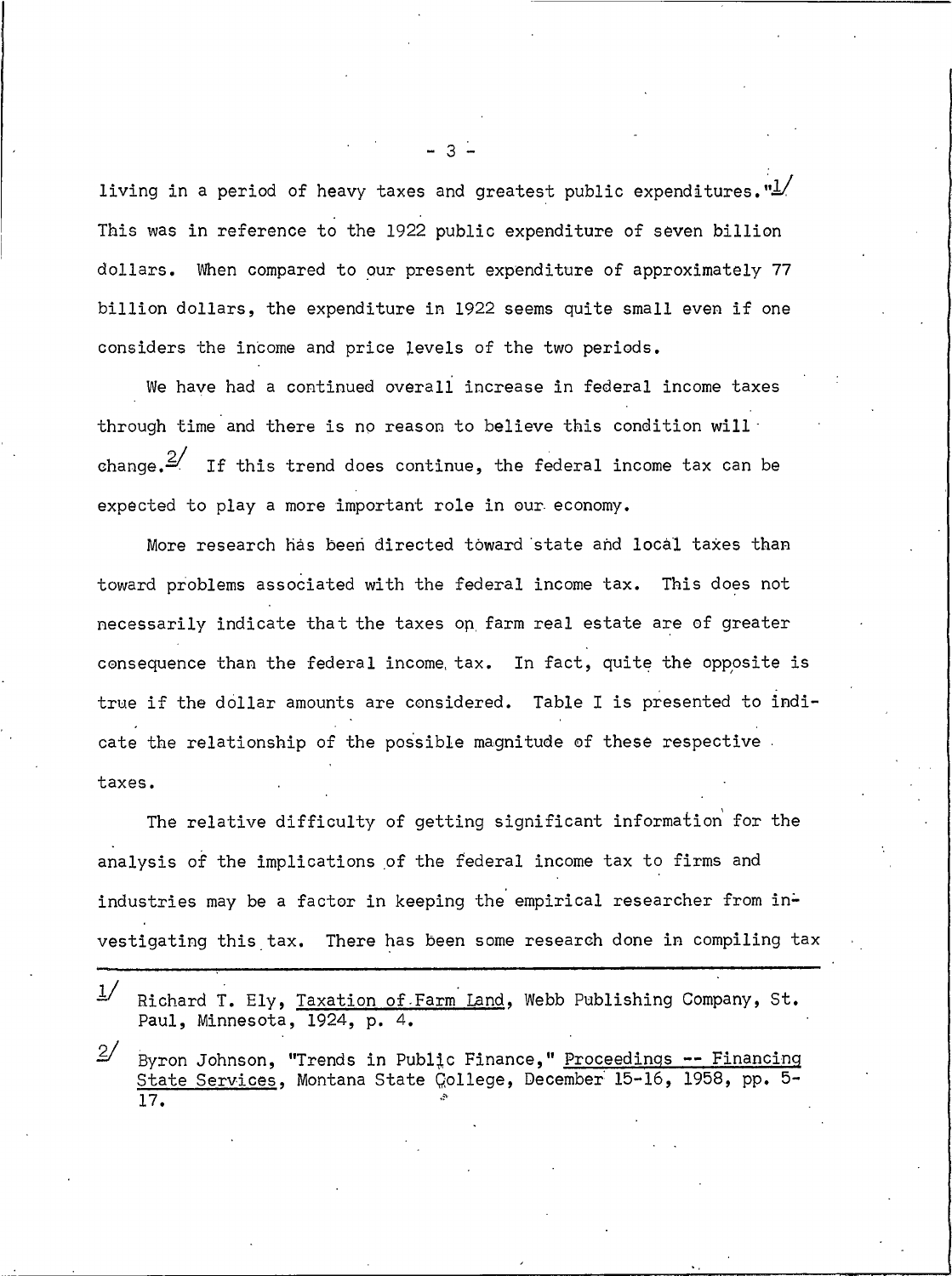living in a period of heavy taxes and greatest public expenditures."[1] This was in reference to the 1922 public expenditure of seven billion dollars. When compared to our present expenditure of approximately 77 billion dollars, the expenditure in 1922 seems quite small even if one considers the income and price levels of the two periods.

We have had a continued overall increase in federal income taxes through time and there is no reason to believe this condition will change.[2] If this trend does continue, the federal income tax can be expected to play a more important role in our economy.

More research has been directed toward state and local taxes than toward problems associated with the federal income tax. This does not necessarily indicate that the taxes on farm real estate are of greater consequence than the federal income tax. In fact, quite the opposite is true if the dollar amounts are considered. Table I is presented to indicate the relationship of the possible magnitude of these respective taxes.

The relative difficulty of getting significant information for the analysis of the implications of the federal income tax to firms and industries may be a factor in keeping the empirical researcher from investigating this tax. There has been some research done in compiling tax

---

[1] Richard T. Ely, Taxation of Farm Land, Webb Publishing Company, St. Paul, Minnesota, 1924, p. 4.

[2] Byron Johnson, "Trends in Public Finance," Proceedings -- Financing State Services, Montana State College, December 15-16, 1958, pp. 5-17.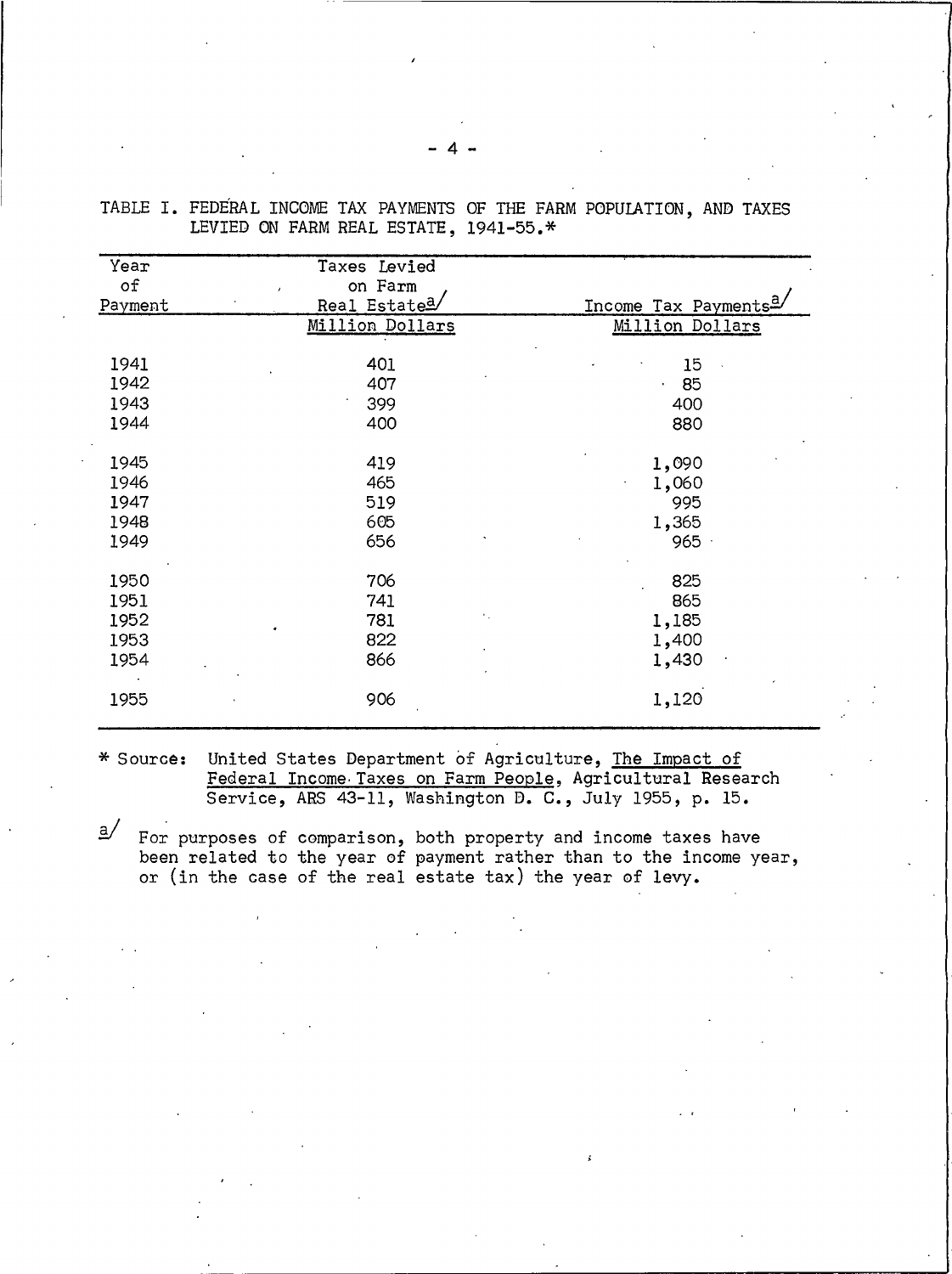TABLE I. FEDERAL INCOME TAX PAYMENTS OF THE FARM POPULATION, AND TAXES LEVIED ON FARM REAL ESTATE, 1941-55.*

| Year of Payment | Taxes Levied on Farm Real Estate[a] | Income Tax Payments[a] |
|---|---|---|
| | Million Dollars | Million Dollars |
| 1941 | 401 | 15 |
| 1942 | 407 | 85 |
| 1943 | 399 | 400 |
| 1944 | 400 | 880 |
| 1945 | 419 | 1,090 |
| 1946 | 465 | 1,060 |
| 1947 | 519 | 995 |
| 1948 | 605 | 1,365 |
| 1949 | 656 | 965 |
| 1950 | 706 | 825 |
| 1951 | 741 | 865 |
| 1952 | 781 | 1,185 |
| 1953 | 822 | 1,400 |
| 1954 | 866 | 1,430 |
| 1955 | 906 | 1,120 |

\* Source: United States Department of Agriculture, The Impact of Federal Income Taxes on Farm People, Agricultural Research Service, ARS 43-11, Washington D. C., July 1955, p. 15.

[a] For purposes of comparison, both property and income taxes have been related to the year of payment rather than to the income year, or (in the case of the real estate tax) the year of levy.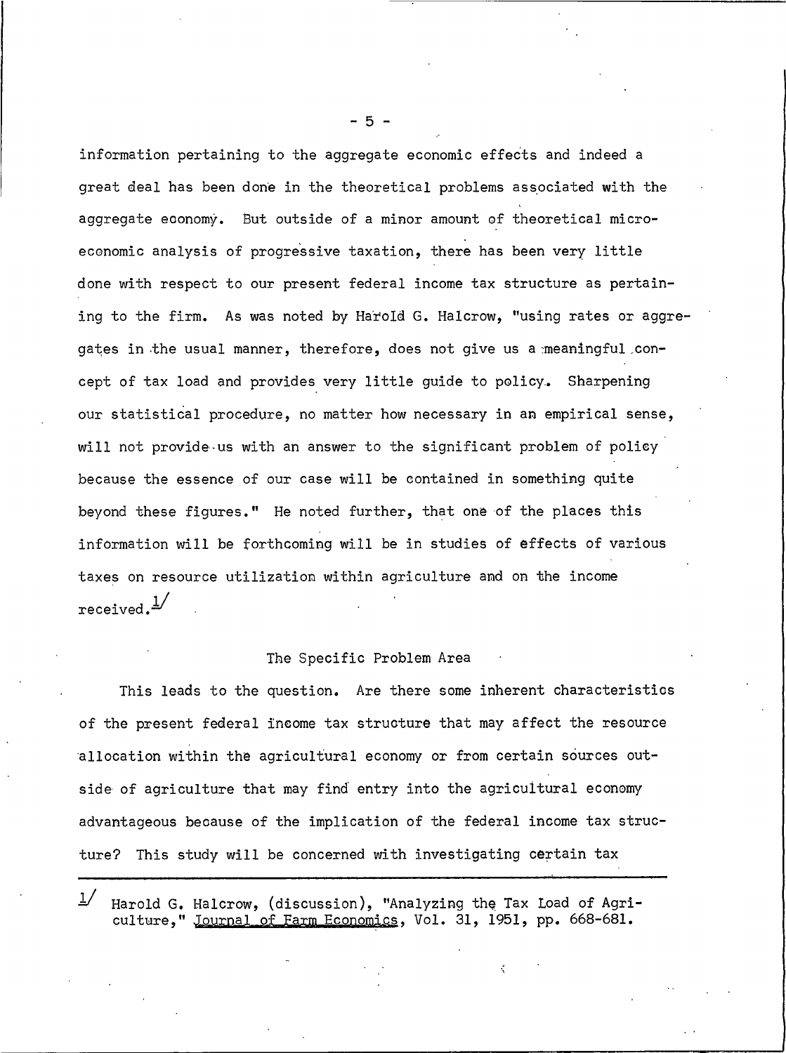information pertaining to the aggregate economic effects and indeed a great deal has been done in the theoretical problems associated with the aggregate economy. But outside of a minor amount of theoretical micro-economic analysis of progressive taxation, there has been very little done with respect to our present federal income tax structure as pertaining to the firm. As was noted by Harold G. Halcrow, "using rates or aggregates in the usual manner, therefore, does not give us a meaningful concept of tax load and provides very little guide to policy. Sharpening our statistical procedure, no matter how necessary in an empirical sense, will not provide us with an answer to the significant problem of policy because the essence of our case will be contained in something quite beyond these figures." He noted further, that one of the places this information will be forthcoming will be in studies of effects of various taxes on resource utilization within agriculture and on the income received.[1]

## The Specific Problem Area

This leads to the question. Are there some inherent characteristics of the present federal income tax structure that may affect the resource allocation within the agricultural economy or from certain sources outside of agriculture that may find entry into the agricultural economy advantageous because of the implication of the federal income tax structure? This study will be concerned with investigating certain tax

---

[1] Harold G. Halcrow, (discussion), "Analyzing the Tax Load of Agriculture," Journal of Farm Economics, Vol. 31, 1951, pp. 668-681.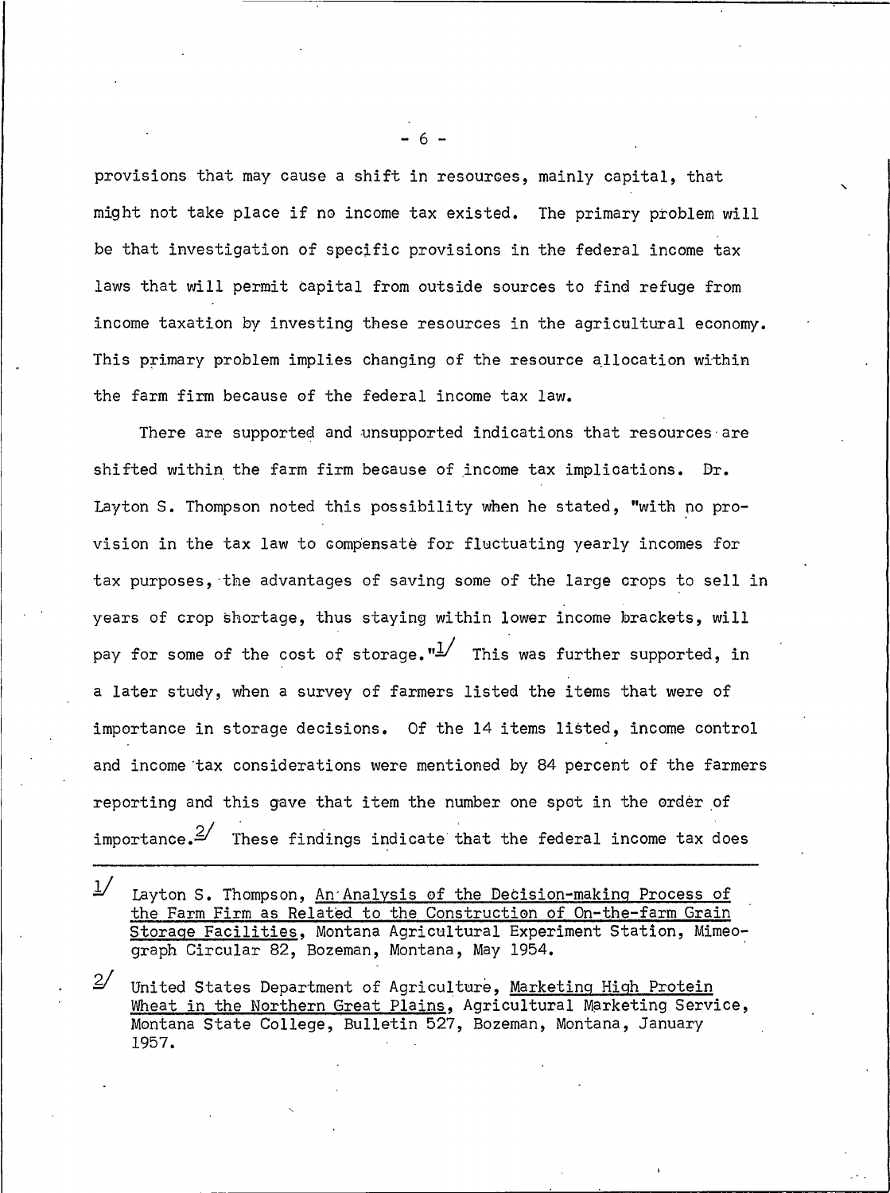provisions that may cause a shift in resources, mainly capital, that might not take place if no income tax existed. The primary problem will be that investigation of specific provisions in the federal income tax laws that will permit capital from outside sources to find refuge from income taxation by investing these resources in the agricultural economy. This primary problem implies changing of the resource allocation within the farm firm because of the federal income tax law.

There are supported and unsupported indications that resources are shifted within the farm firm because of income tax implications. Dr. Layton S. Thompson noted this possibility when he stated, "with no provision in the tax law to compensate for fluctuating yearly incomes for tax purposes, the advantages of saving some of the large crops to sell in years of crop shortage, thus staying within lower income brackets, will pay for some of the cost of storage."[1] This was further supported, in a later study, when a survey of farmers listed the items that were of importance in storage decisions. Of the 14 items listed, income control and income tax considerations were mentioned by 84 percent of the farmers reporting and this gave that item the number one spot in the order of importance.[2] These findings indicate that the federal income tax does

---

[1] Layton S. Thompson, An Analysis of the Decision-making Process of the Farm Firm as Related to the Construction of On-the-farm Grain Storage Facilities, Montana Agricultural Experiment Station, Mimeograph Circular 82, Bozeman, Montana, May 1954.

[2] United States Department of Agriculture, Marketing High Protein Wheat in the Northern Great Plains, Agricultural Marketing Service, Montana State College, Bulletin 527, Bozeman, Montana, January 1957.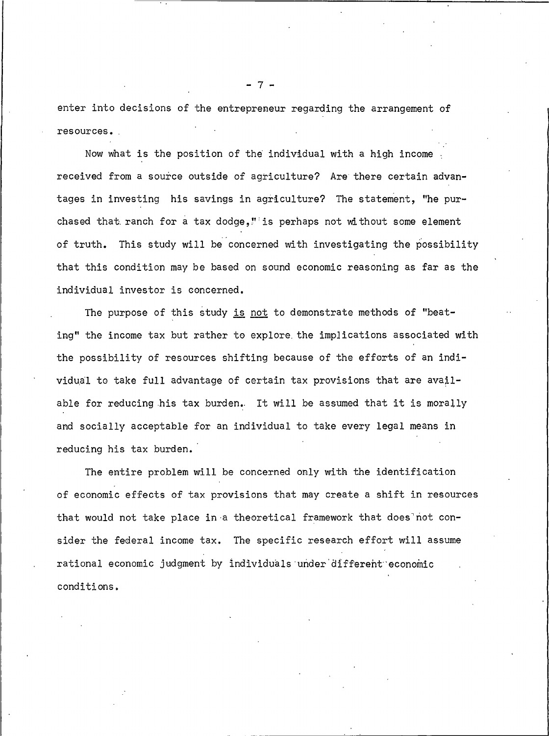enter into decisions of the entrepreneur regarding the arrangement of resources.

Now what is the position of the individual with a high income received from a source outside of agriculture? Are there certain advantages in investing his savings in agriculture? The statement, "he purchased that ranch for a tax dodge," is perhaps not without some element of truth. This study will be concerned with investigating the possibility that this condition may be based on sound economic reasoning as far as the individual investor is concerned.

The purpose of this study <u>is not</u> to demonstrate methods of "beating" the income tax but rather to explore the implications associated with the possibility of resources shifting because of the efforts of an individual to take full advantage of certain tax provisions that are available for reducing his tax burden. It will be assumed that it is morally and socially acceptable for an individual to take every legal means in reducing his tax burden.

The entire problem will be concerned only with the identification of economic effects of tax provisions that may create a shift in resources that would not take place in a theoretical framework that does not consider the federal income tax. The specific research effort will assume rational economic judgment by individuals under different economic conditions.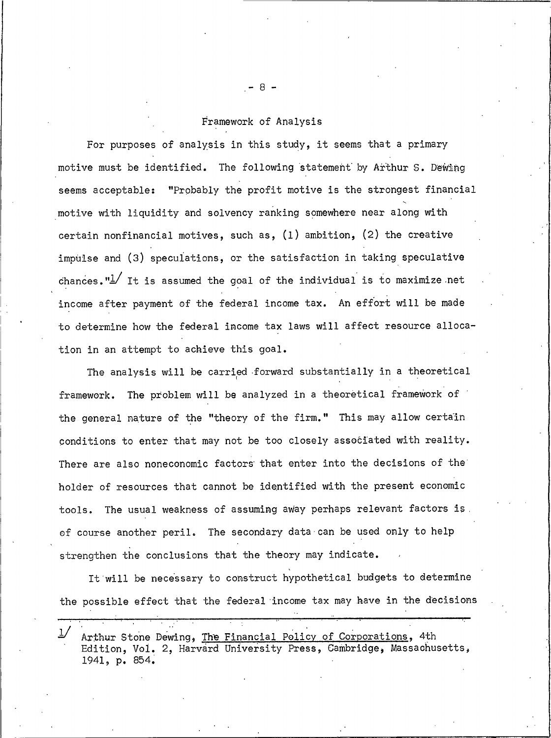## Framework of Analysis

For purposes of analysis in this study, it seems that a primary motive must be identified. The following statement by Arthur S. Dewing seems acceptable: "Probably the profit motive is the strongest financial motive with liquidity and solvency ranking somewhere near along with certain nonfinancial motives, such as, (1) ambition, (2) the creative impulse and (3) speculations, or the satisfaction in taking speculative chances."[1] It is assumed the goal of the individual is to maximize net income after payment of the federal income tax. An effort will be made to determine how the federal income tax laws will affect resource allocation in an attempt to achieve this goal.

The analysis will be carried forward substantially in a theoretical framework. The problem will be analyzed in a theoretical framework of the general nature of the "theory of the firm." This may allow certain conditions to enter that may not be too closely associated with reality. There are also noneconomic factors that enter into the decisions of the holder of resources that cannot be identified with the present economic tools. The usual weakness of assuming away perhaps relevant factors is of course another peril. The secondary data can be used only to help strengthen the conclusions that the theory may indicate.

It will be necessary to construct hypothetical budgets to determine the possible effect that the federal income tax may have in the decisions

---

[1] Arthur Stone Dewing, The Financial Policy of Corporations, 4th Edition, Vol. 2, Harvard University Press, Cambridge, Massachusetts, 1941, p. 854.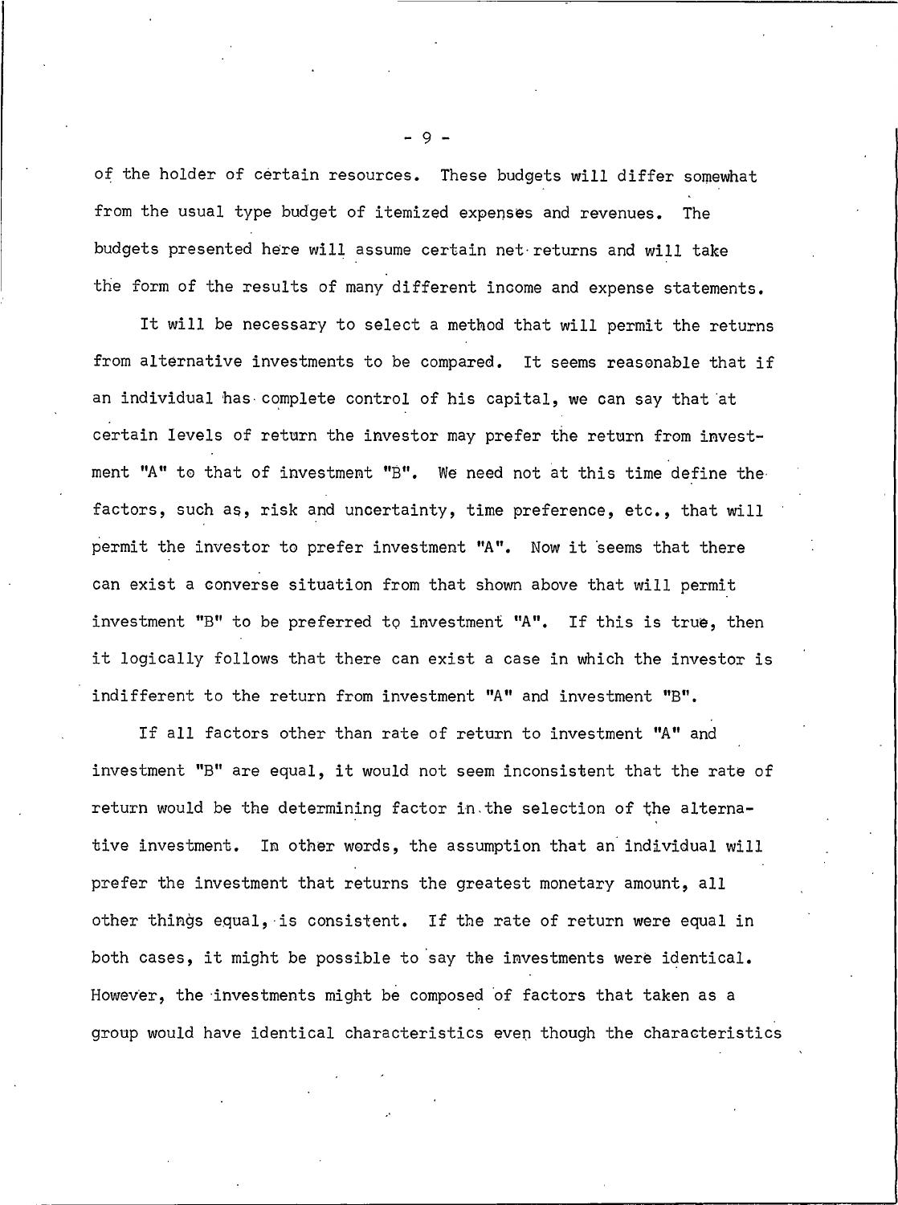of the holder of certain resources. These budgets will differ somewhat from the usual type budget of itemized expenses and revenues. The budgets presented here will assume certain net returns and will take the form of the results of many different income and expense statements.

It will be necessary to select a method that will permit the returns from alternative investments to be compared. It seems reasonable that if an individual has complete control of his capital, we can say that at certain levels of return the investor may prefer the return from investment "A" to that of investment "B". We need not at this time define the factors, such as, risk and uncertainty, time preference, etc., that will permit the investor to prefer investment "A". Now it seems that there can exist a converse situation from that shown above that will permit investment "B" to be preferred to investment "A". If this is true, then it logically follows that there can exist a case in which the investor is indifferent to the return from investment "A" and investment "B".

If all factors other than rate of return to investment "A" and investment "B" are equal, it would not seem inconsistent that the rate of return would be the determining factor in the selection of the alternative investment. In other words, the assumption that an individual will prefer the investment that returns the greatest monetary amount, all other things equal, is consistent. If the rate of return were equal in both cases, it might be possible to say the investments were identical. However, the investments might be composed of factors that taken as a group would have identical characteristics even though the characteristics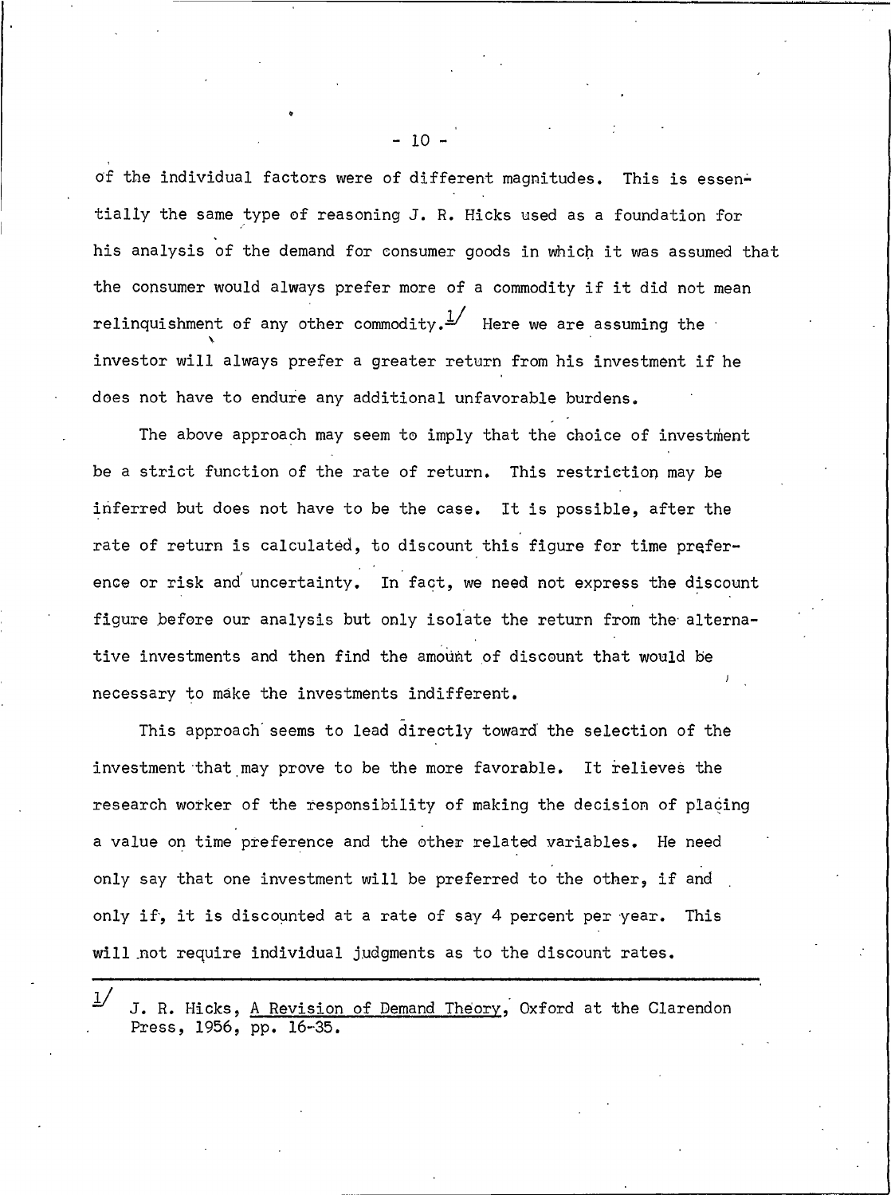of the individual factors were of different magnitudes. This is essentially the same type of reasoning J. R. Hicks used as a foundation for his analysis of the demand for consumer goods in which it was assumed that the consumer would always prefer more of a commodity if it did not mean relinquishment of any other commodity.[1] Here we are assuming the investor will always prefer a greater return from his investment if he does not have to endure any additional unfavorable burdens.

The above approach may seem to imply that the choice of investment be a strict function of the rate of return. This restriction may be inferred but does not have to be the case. It is possible, after the rate of return is calculated, to discount this figure for time preference or risk and uncertainty. In fact, we need not express the discount figure before our analysis but only isolate the return from the alternative investments and then find the amount of discount that would be necessary to make the investments indifferent.

This approach seems to lead directly toward the selection of the investment that may prove to be the more favorable. It relieves the research worker of the responsibility of making the decision of placing a value on time preference and the other related variables. He need only say that one investment will be preferred to the other, if and only if, it is discounted at a rate of say 4 percent per year. This will not require individual judgments as to the discount rates.

---

[1] J. R. Hicks, A Revision of Demand Theory, Oxford at the Clarendon Press, 1956, pp. 16-35.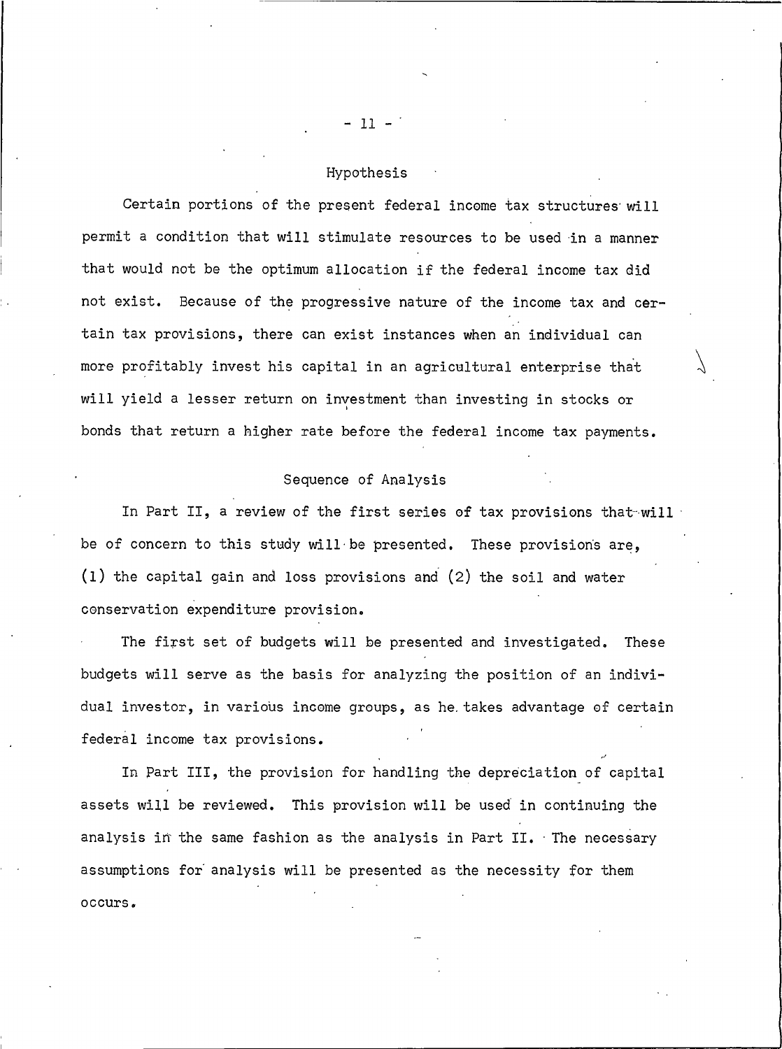## Hypothesis

Certain portions of the present federal income tax structures will permit a condition that will stimulate resources to be used in a manner that would not be the optimum allocation if the federal income tax did not exist. Because of the progressive nature of the income tax and certain tax provisions, there can exist instances when an individual can more profitably invest his capital in an agricultural enterprise that will yield a lesser return on investment than investing in stocks or bonds that return a higher rate before the federal income tax payments.

## Sequence of Analysis

In Part II, a review of the first series of tax provisions that will be of concern to this study will be presented. These provisions are, (1) the capital gain and loss provisions and (2) the soil and water conservation expenditure provision.

The first set of budgets will be presented and investigated. These budgets will serve as the basis for analyzing the position of an individual investor, in various income groups, as he takes advantage of certain federal income tax provisions.

In Part III, the provision for handling the depreciation of capital assets will be reviewed. This provision will be used in continuing the analysis in the same fashion as the analysis in Part II. The necessary assumptions for analysis will be presented as the necessity for them occurs.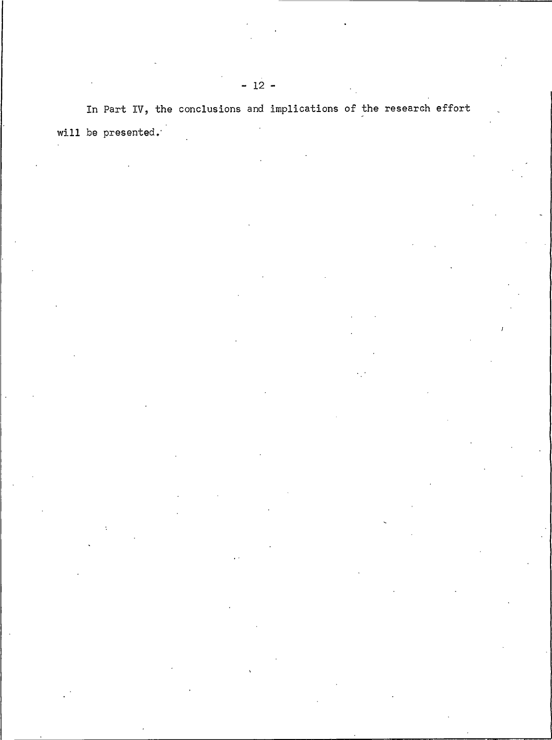In Part IV, the conclusions and implications of the research effort will be presented.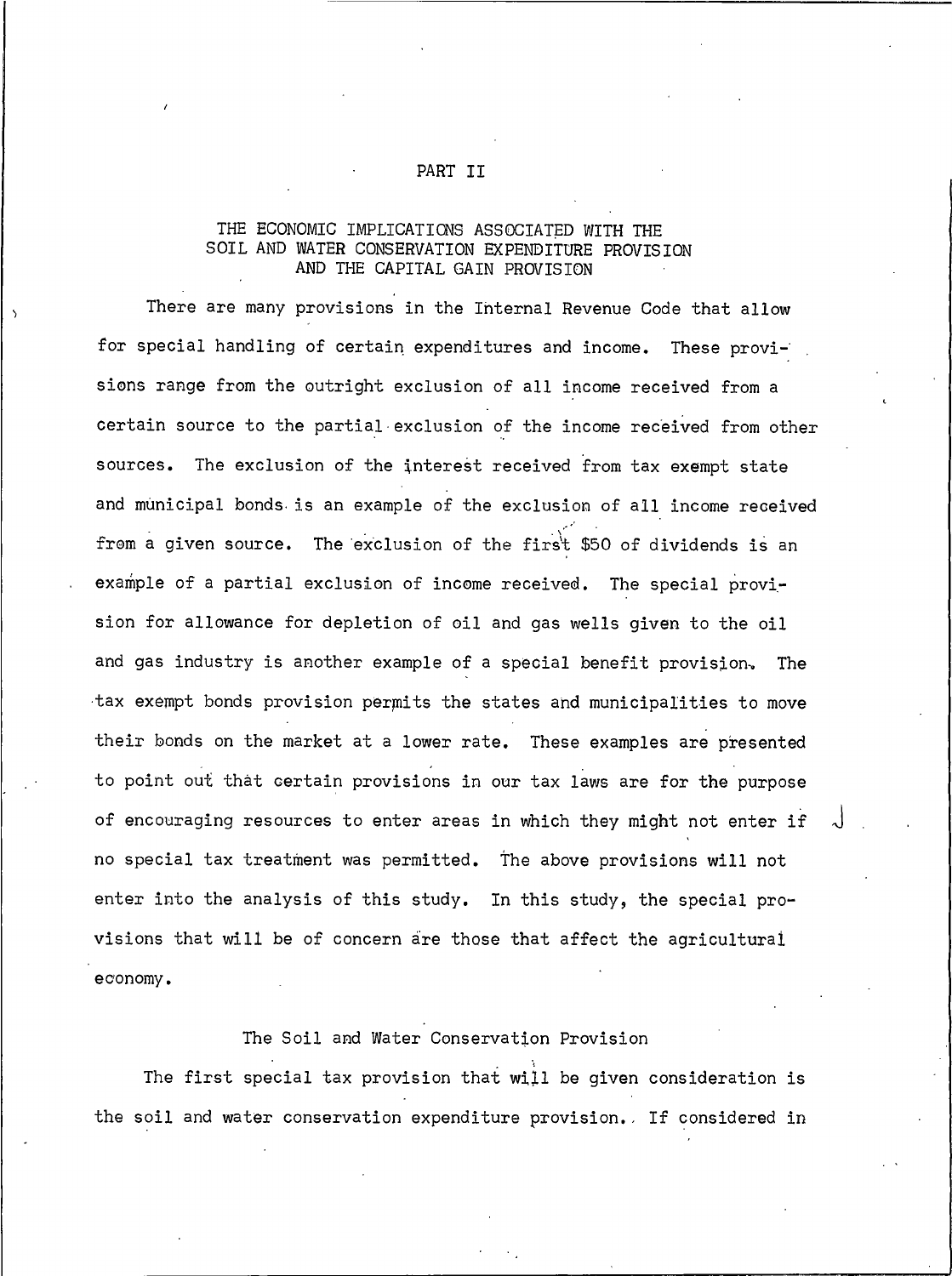# PART II

## THE ECONOMIC IMPLICATIONS ASSOCIATED WITH THE SOIL AND WATER CONSERVATION EXPENDITURE PROVISION AND THE CAPITAL GAIN PROVISION

There are many provisions in the Internal Revenue Code that allow for special handling of certain expenditures and income. These provisions range from the outright exclusion of all income received from a certain source to the partial exclusion of the income received from other sources. The exclusion of the interest received from tax exempt state and municipal bonds is an example of the exclusion of all income received from a given source. The exclusion of the first $50 of dividends is an example of a partial exclusion of income received. The special provision for allowance for depletion of oil and gas wells given to the oil and gas industry is another example of a special benefit provision. The tax exempt bonds provision permits the states and municipalities to move their bonds on the market at a lower rate. These examples are presented to point out that certain provisions in our tax laws are for the purpose of encouraging resources to enter areas in which they might not enter if no special tax treatment was permitted. The above provisions will not enter into the analysis of this study. In this study, the special provisions that will be of concern are those that affect the agricultural economy.

### The Soil and Water Conservation Provision

The first special tax provision that will be given consideration is the soil and water conservation expenditure provision. If considered in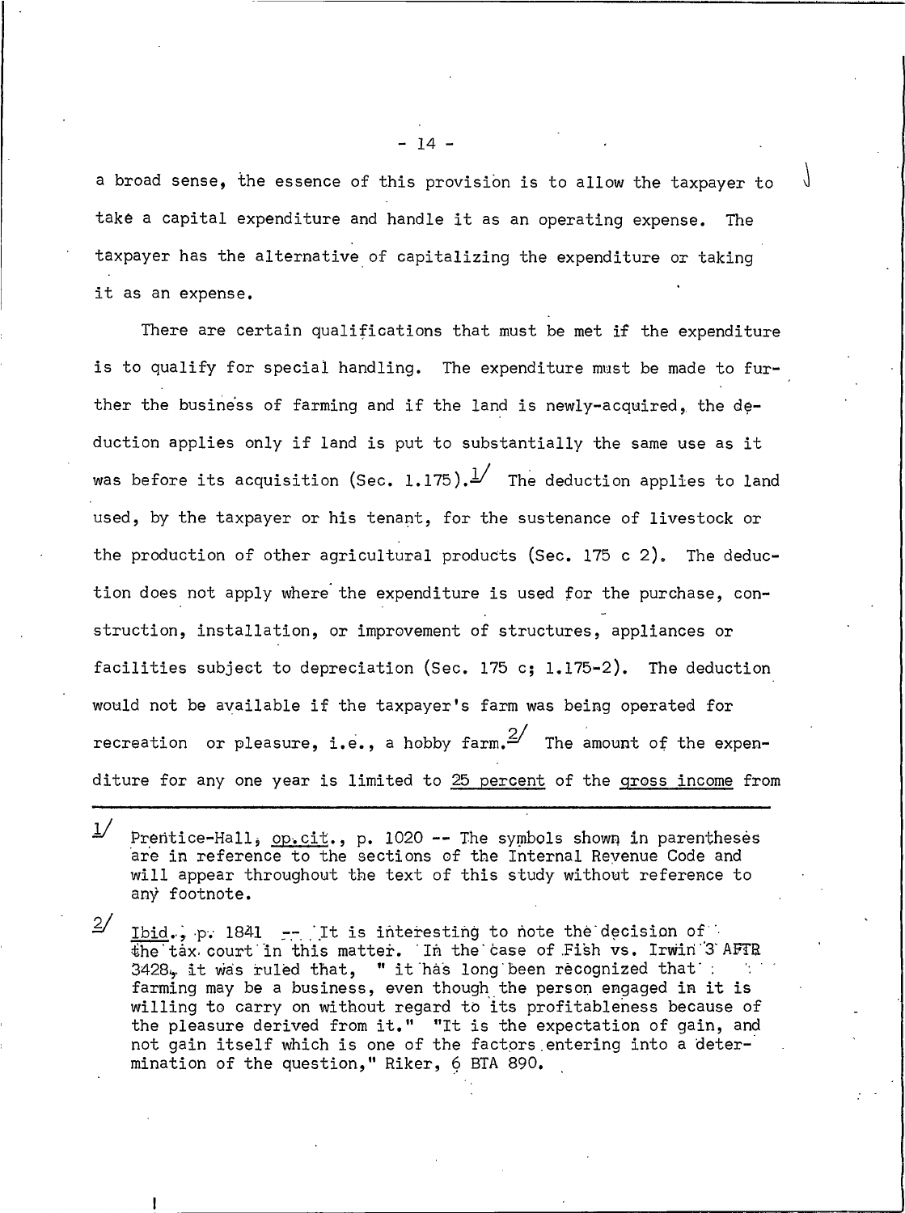a broad sense, the essence of this provision is to allow the taxpayer to take a capital expenditure and handle it as an operating expense. The taxpayer has the alternative of capitalizing the expenditure or taking it as an expense.

There are certain qualifications that must be met if the expenditure is to qualify for special handling. The expenditure must be made to further the business of farming and if the land is newly-acquired, the deduction applies only if land is put to substantially the same use as it was before its acquisition (Sec. 1.175).[1] The deduction applies to land used, by the taxpayer or his tenant, for the sustenance of livestock or the production of other agricultural products (Sec. 175 c 2). The deduction does not apply where the expenditure is used for the purchase, construction, installation, or improvement of structures, appliances or facilities subject to depreciation (Sec. 175 c; 1.175-2). The deduction would not be available if the taxpayer's farm was being operated for recreation or pleasure, i.e., a hobby farm.[2] The amount of the expenditure for any one year is limited to <u>25 percent</u> of the <u>gross income</u> from

---

[1] Prentice-Hall, <u>op.cit</u>., p. 1020 -- The symbols shown in parentheses are in reference to the sections of the Internal Revenue Code and will appear throughout the text of this study without reference to any footnote.

[2] <u>Ibid</u>., p. 1841 -- It is interesting to note the decision of the tax court in this matter. In the case of Fish vs. Irwin 3 AFTR 3428, it was ruled that, " it has long been recognized that farming may be a business, even though the person engaged in it is willing to carry on without regard to its profitableness because of the pleasure derived from it." "It is the expectation of gain, and not gain itself which is one of the factors entering into a determination of the question," Riker, 6 BTA 890.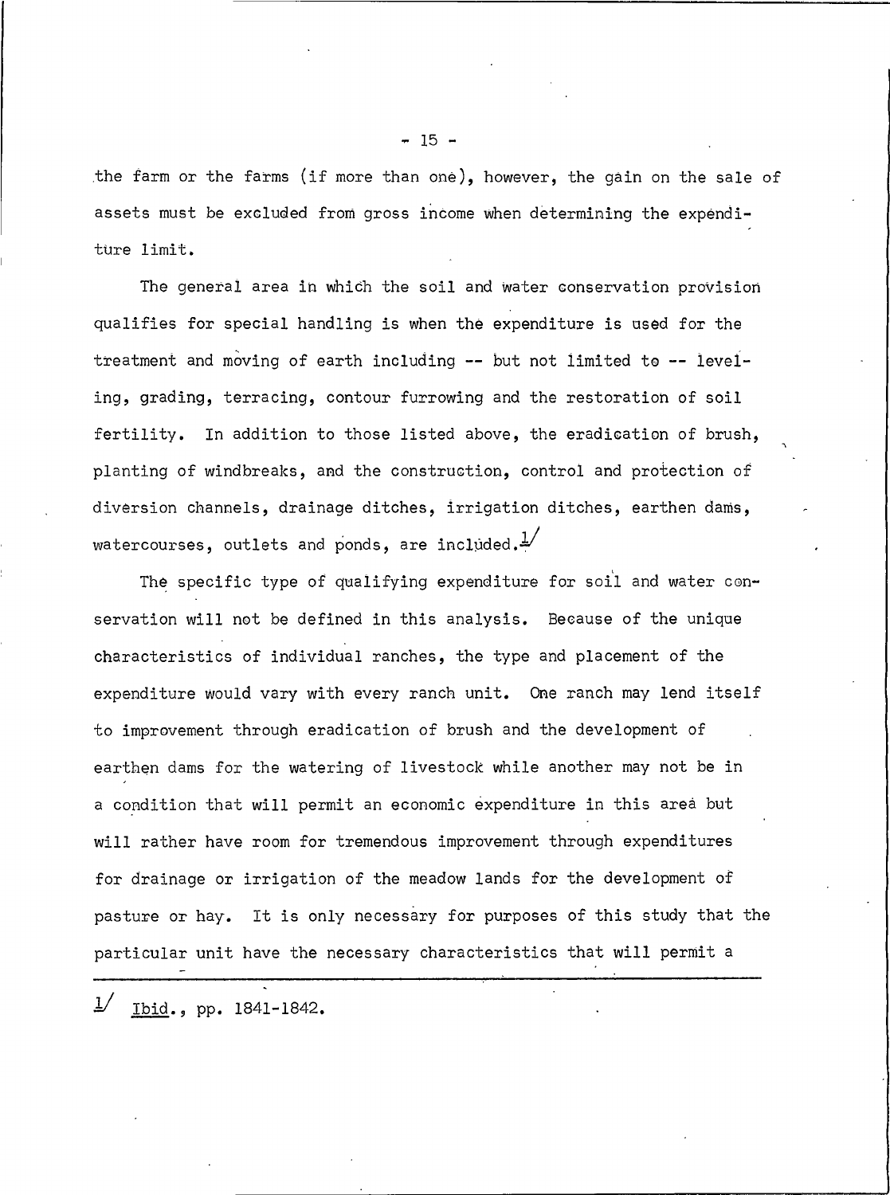the farm or the farms (if more than one), however, the gain on the sale of assets must be excluded from gross income when determining the expenditure limit.

The general area in which the soil and water conservation provision qualifies for special handling is when the expenditure is used for the treatment and moving of earth including -- but not limited to -- leveling, grading, terracing, contour furrowing and the restoration of soil fertility. In addition to those listed above, the eradication of brush, planting of windbreaks, and the construction, control and protection of diversion channels, drainage ditches, irrigation ditches, earthen dams, watercourses, outlets and ponds, are included.[1]

The specific type of qualifying expenditure for soil and water conservation will not be defined in this analysis. Because of the unique characteristics of individual ranches, the type and placement of the expenditure would vary with every ranch unit. One ranch may lend itself to improvement through eradication of brush and the development of earthen dams for the watering of livestock while another may not be in a condition that will permit an economic expenditure in this area but will rather have room for tremendous improvement through expenditures for drainage or irrigation of the meadow lands for the development of pasture or hay. It is only necessary for purposes of this study that the particular unit have the necessary characteristics that will permit a

---

[1] Ibid., pp. 1841-1842.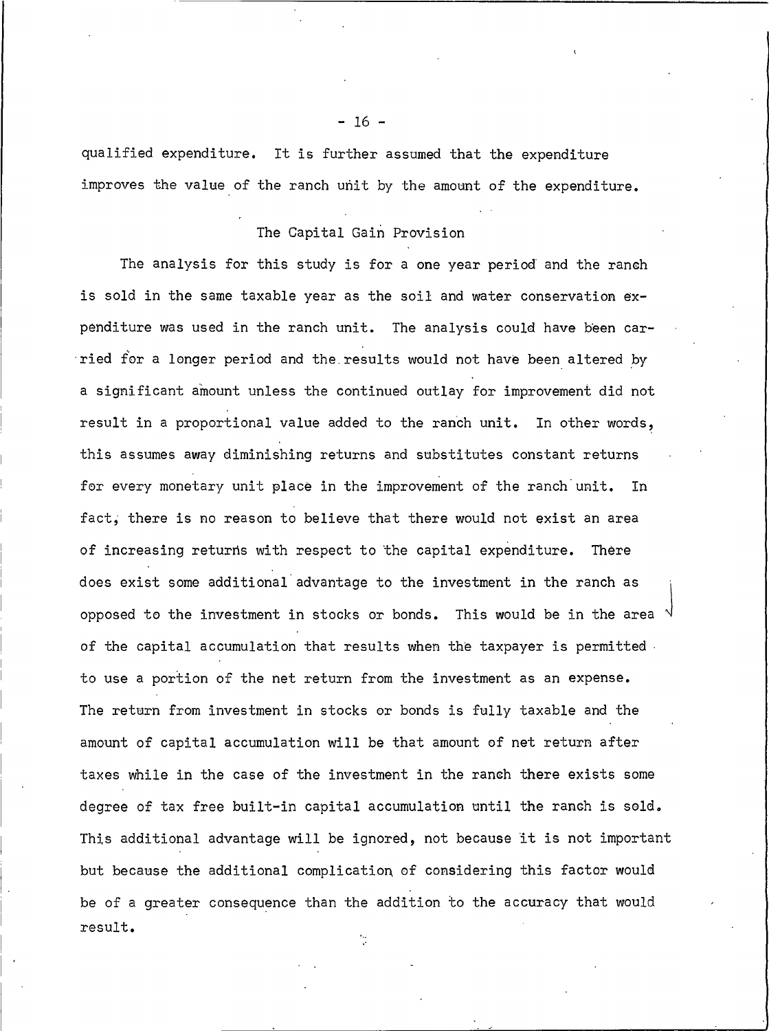qualified expenditure. It is further assumed that the expenditure improves the value of the ranch unit by the amount of the expenditure.

## The Capital Gain Provision

The analysis for this study is for a one year period and the ranch is sold in the same taxable year as the soil and water conservation expenditure was used in the ranch unit. The analysis could have been carried for a longer period and the results would not have been altered by a significant amount unless the continued outlay for improvement did not result in a proportional value added to the ranch unit. In other words, this assumes away diminishing returns and substitutes constant returns for every monetary unit place in the improvement of the ranch unit. In fact, there is no reason to believe that there would not exist an area of increasing returns with respect to the capital expenditure. There does exist some additional advantage to the investment in the ranch as opposed to the investment in stocks or bonds. This would be in the area of the capital accumulation that results when the taxpayer is permitted to use a portion of the net return from the investment as an expense. The return from investment in stocks or bonds is fully taxable and the amount of capital accumulation will be that amount of net return after taxes while in the case of the investment in the ranch there exists some degree of tax free built-in capital accumulation until the ranch is sold. This additional advantage will be ignored, not because it is not important but because the additional complication of considering this factor would be of a greater consequence than the addition to the accuracy that would result.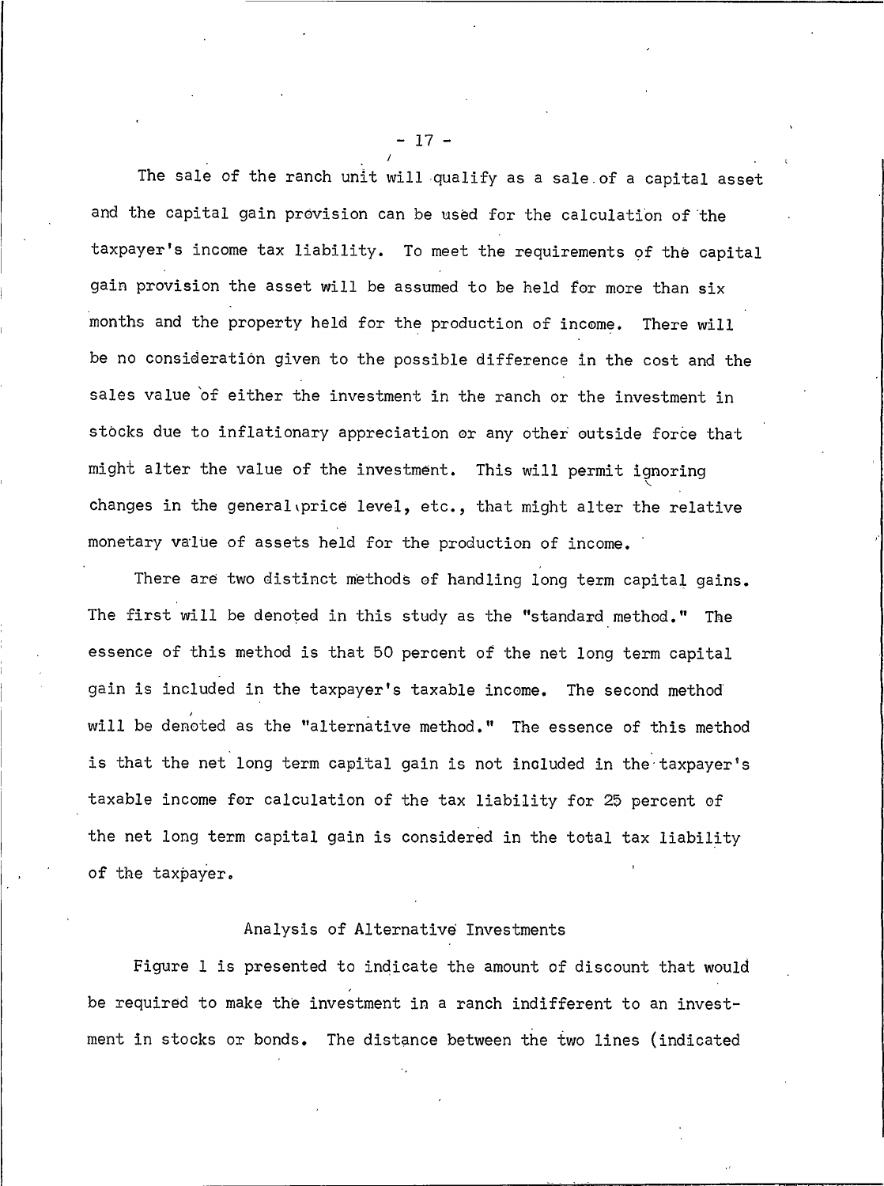The sale of the ranch unit will qualify as a sale of a capital asset and the capital gain provision can be used for the calculation of the taxpayer's income tax liability. To meet the requirements of the capital gain provision the asset will be assumed to be held for more than six months and the property held for the production of income. There will be no consideration given to the possible difference in the cost and the sales value of either the investment in the ranch or the investment in stocks due to inflationary appreciation or any other outside force that might alter the value of the investment. This will permit ignoring changes in the general price level, etc., that might alter the relative monetary value of assets held for the production of income.

There are two distinct methods of handling long term capital gains. The first will be denoted in this study as the "standard method." The essence of this method is that 50 percent of the net long term capital gain is included in the taxpayer's taxable income. The second method will be denoted as the "alternative method." The essence of this method is that the net long term capital gain is not included in the taxpayer's taxable income for calculation of the tax liability for 25 percent of the net long term capital gain is considered in the total tax liability of the taxpayer.

## Analysis of Alternative Investments

Figure 1 is presented to indicate the amount of discount that would be required to make the investment in a ranch indifferent to an investment in stocks or bonds. The distance between the two lines (indicated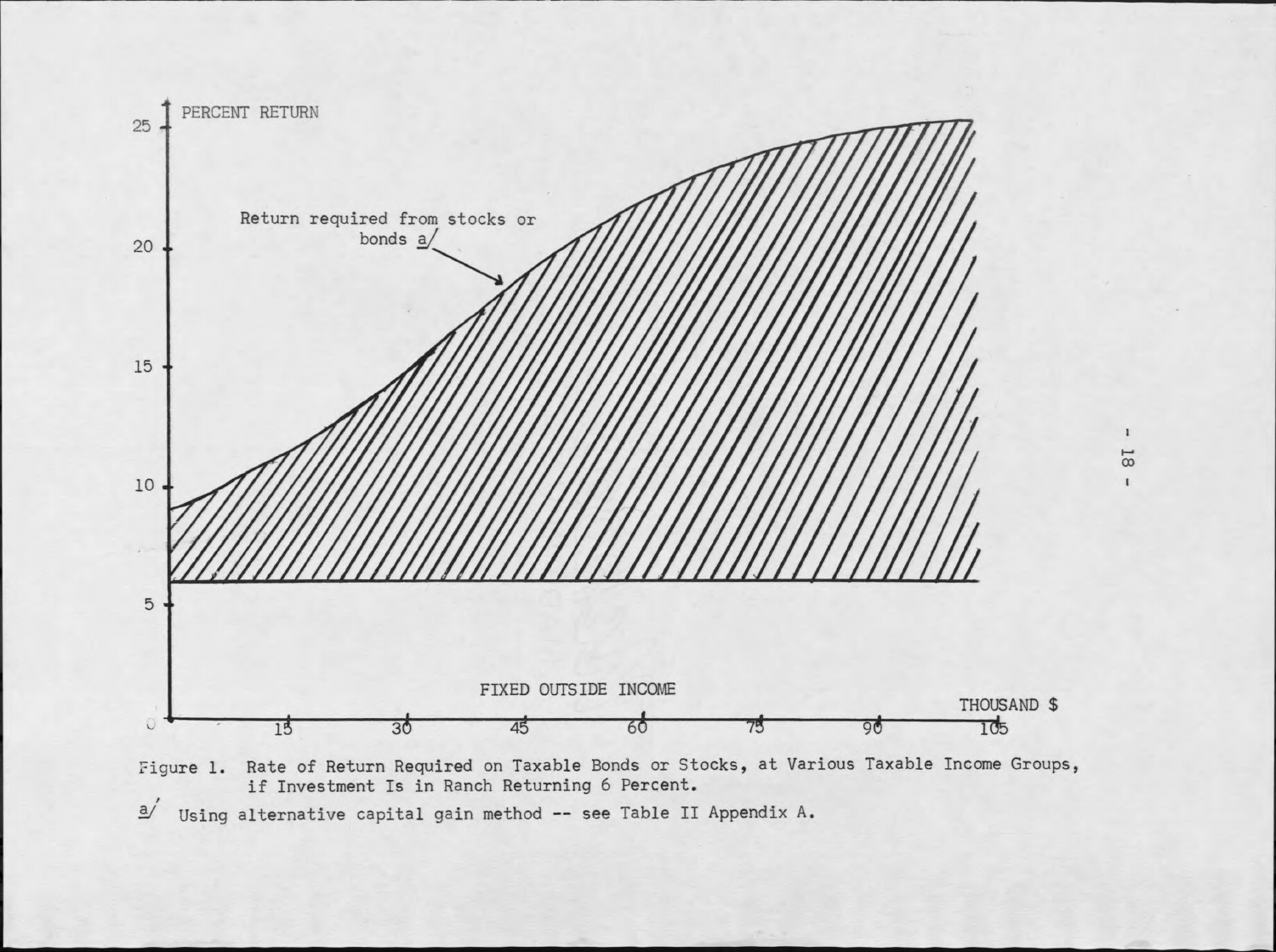Figure 1. Rate of Return Required on Taxable Bonds or Stocks, at Various Taxable Income Groups, if Investment Is in Ranch Returning 6 Percent.

a/ Using alternative capital gain method -- see Table II Appendix A.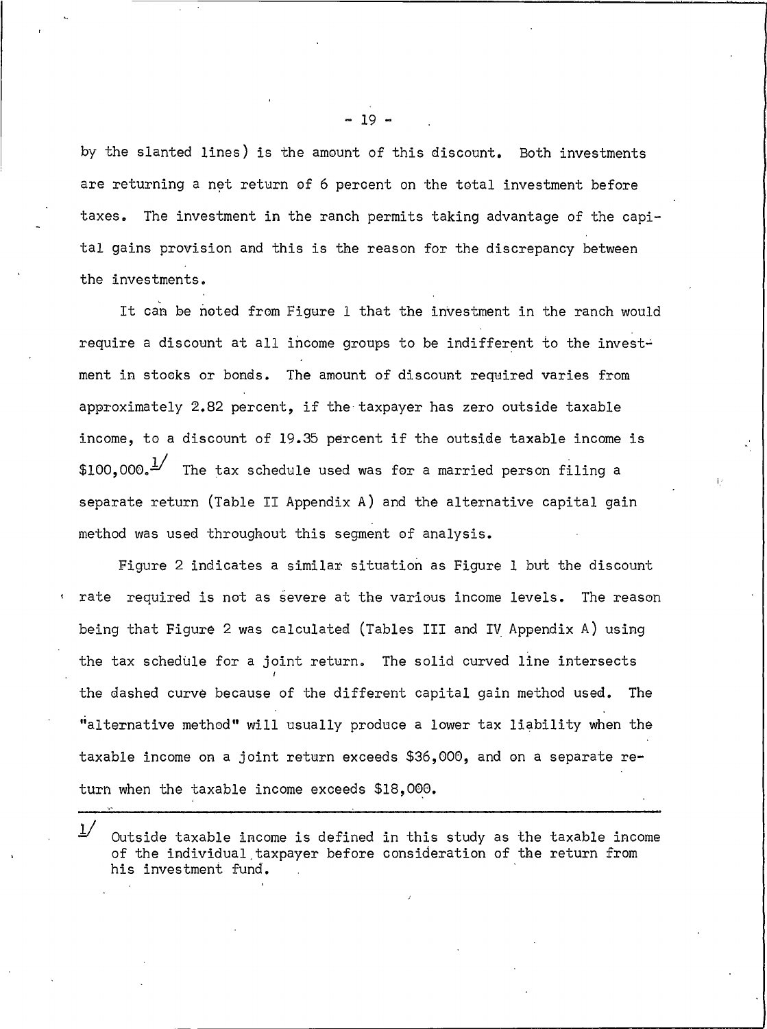by the slanted lines) is the amount of this discount. Both investments are returning a net return of 6 percent on the total investment before taxes. The investment in the ranch permits taking advantage of the capital gains provision and this is the reason for the discrepancy between the investments.

It can be noted from Figure 1 that the investment in the ranch would require a discount at all income groups to be indifferent to the investment in stocks or bonds. The amount of discount required varies from approximately 2.82 percent, if the taxpayer has zero outside taxable income, to a discount of 19.35 percent if the outside taxable income is \$100,000.[1] The tax schedule used was for a married person filing a separate return (Table II Appendix A) and the alternative capital gain method was used throughout this segment of analysis.

Figure 2 indicates a similar situation as Figure 1 but the discount rate required is not as severe at the various income levels. The reason being that Figure 2 was calculated (Tables III and IV Appendix A) using the tax schedule for a joint return. The solid curved line intersects the dashed curve because of the different capital gain method used. The "alternative method" will usually produce a lower tax liability when the taxable income on a joint return exceeds \$36,000, and on a separate return when the taxable income exceeds \$18,000.

---

[1] Outside taxable income is defined in this study as the taxable income of the individual taxpayer before consideration of the return from his investment fund.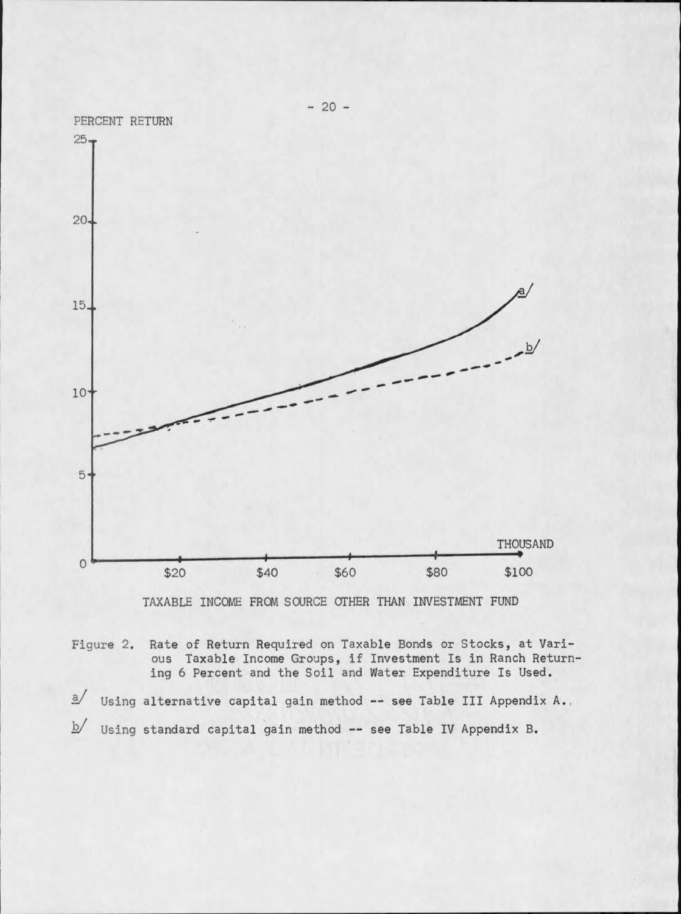PERCENT RETURN

TAXABLE INCOME FROM SOURCE OTHER THAN INVESTMENT FUND

Figure 2. Rate of Return Required on Taxable Bonds or Stocks, at Various Taxable Income Groups, if Investment Is in Ranch Returning 6 Percent and the Soil and Water Expenditure Is Used.

a/ Using alternative capital gain method -- see Table III Appendix A.

b/ Using standard capital gain method -- see Table IV Appendix B.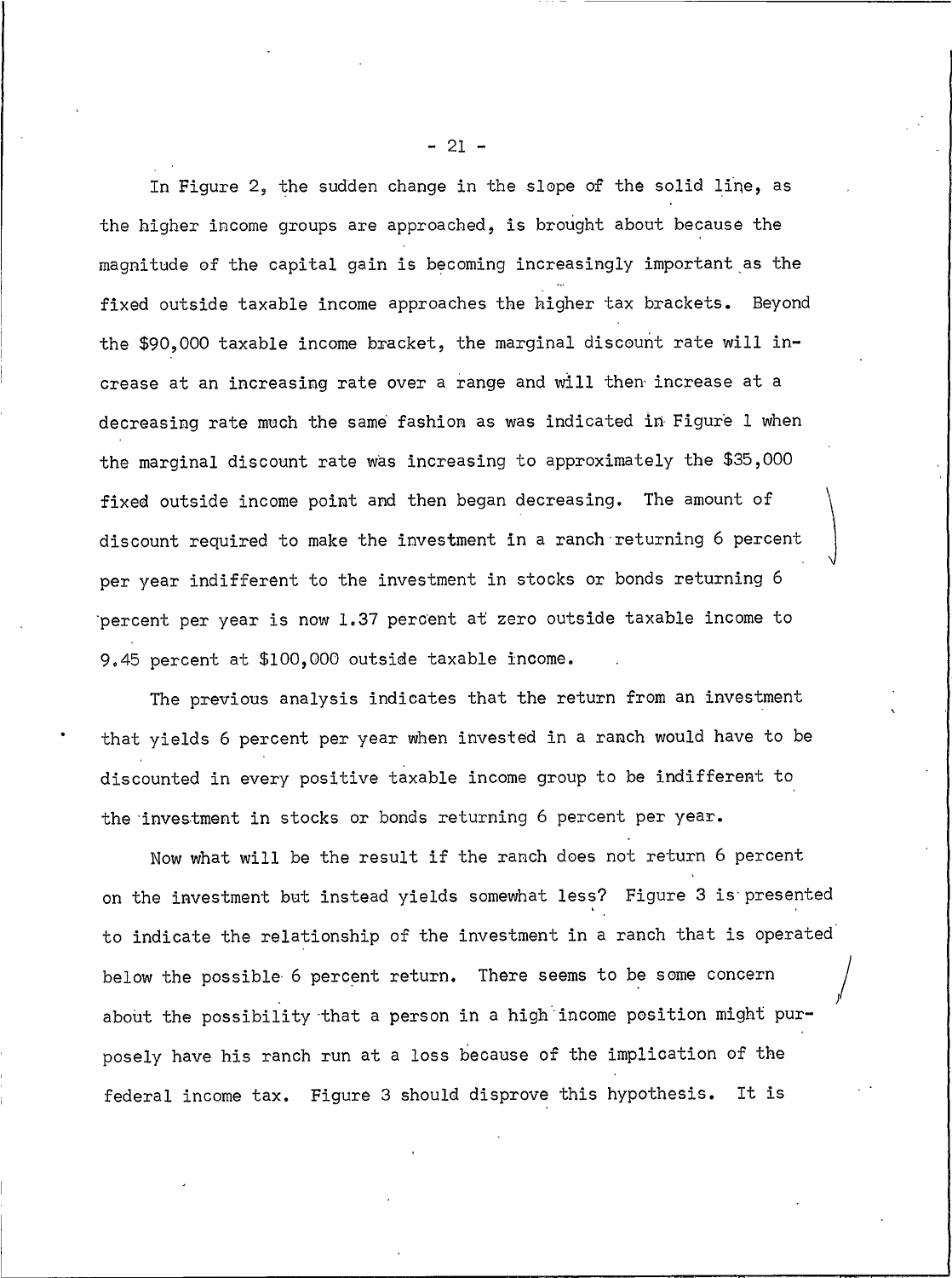In Figure 2, the sudden change in the slope of the solid line, as the higher income groups are approached, is brought about because the magnitude of the capital gain is becoming increasingly important as the fixed outside taxable income approaches the higher tax brackets. Beyond the $90,000 taxable income bracket, the marginal discount rate will increase at an increasing rate over a range and will then increase at a decreasing rate much the same fashion as was indicated in Figure 1 when the marginal discount rate was increasing to approximately the $35,000 fixed outside income point and then began decreasing. The amount of discount required to make the investment in a ranch returning 6 percent per year indifferent to the investment in stocks or bonds returning 6 percent per year is now 1.37 percent at zero outside taxable income to 9.45 percent at $100,000 outside taxable income.

The previous analysis indicates that the return from an investment that yields 6 percent per year when invested in a ranch would have to be discounted in every positive taxable income group to be indifferent to the investment in stocks or bonds returning 6 percent per year.

Now what will be the result if the ranch does not return 6 percent on the investment but instead yields somewhat less? Figure 3 is presented to indicate the relationship of the investment in a ranch that is operated below the possible 6 percent return. There seems to be some concern about the possibility that a person in a high income position might purposely have his ranch run at a loss because of the implication of the federal income tax. Figure 3 should disprove this hypothesis. It is